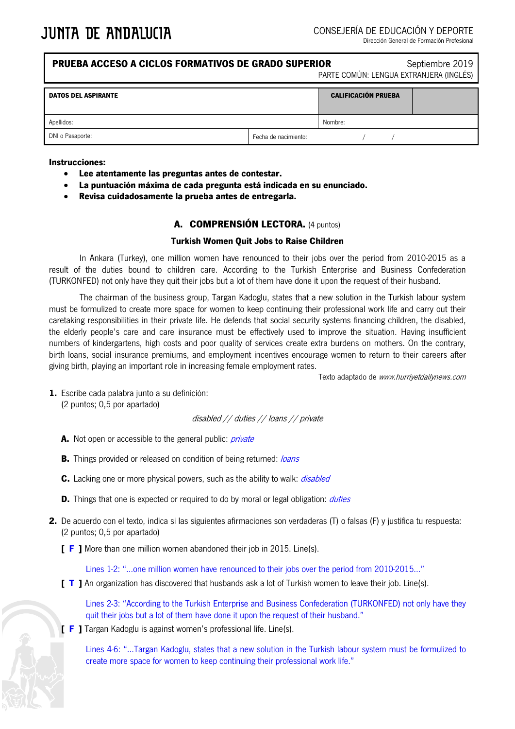JUNTA DE ANDALUCIA

CONSEJERÍA DE EDUCACIÓN Y DEPORTE
Dirección General de Formación Profesional

| **PRUEBA ACCESO A CICLOS FORMATIVOS DE GRADO SUPERIOR** | Septiembre 2019 |
|---|---|
| | PARTE COMÚN: LENGUA EXTRANJERA (INGLÉS) |

| **DATOS DEL ASPIRANTE** | | **CALIFICACIÓN PRUEBA** | |
|---|---|---|---|
| Apellidos: | | Nombre: | |
| DNI o Pasaporte: | Fecha de nacimiento: / / | | |

**Instrucciones:**

- **Lee atentamente las preguntas antes de contestar.**
- **La puntuación máxima de cada pregunta está indicada en su enunciado.**
- **Revisa cuidadosamente la prueba antes de entregarla.**

## A. COMPRENSIÓN LECTORA. (4 puntos)

### Turkish Women Quit Jobs to Raise Children

In Ankara (Turkey), one million women have renounced to their jobs over the period from 2010-2015 as a result of the duties bound to children care. According to the Turkish Enterprise and Business Confederation (TURKONFED) not only have they quit their jobs but a lot of them have done it upon the request of their husband.

The chairman of the business group, Targan Kadoglu, states that a new solution in the Turkish labour system must be formulized to create more space for women to keep continuing their professional work life and carry out their caretaking responsibilities in their private life. He defends that social security systems financing children, the disabled, the elderly people's care and care insurance must be effectively used to improve the situation. Having insufficient numbers of kindergartens, high costs and poor quality of services create extra burdens on mothers. On the contrary, birth loans, social insurance premiums, and employment incentives encourage women to return to their careers after giving birth, playing an important role in increasing female employment rates.

Texto adaptado de *www.hurriyetdailynews.com*

**1.** Escribe cada palabra junto a su definición:
(2 puntos; 0,5 por apartado)

*disabled // duties // loans // private*

**A.** Not open or accessible to the general public: *private*

**B.** Things provided or released on condition of being returned: *loans*

**C.** Lacking one or more physical powers, such as the ability to walk: *disabled*

**D.** Things that one is expected or required to do by moral or legal obligation: *duties*

**2.** De acuerdo con el texto, indica si las siguientes afirmaciones son verdaderas (T) o falsas (F) y justifica tu respuesta:
(2 puntos; 0,5 por apartado)

[ **F** ] More than one million women abandoned their job in 2015. Line(s).

Lines 1-2: "...one million women have renounced to their jobs over the period from 2010-2015..."

[ **T** ] An organization has discovered that husbands ask a lot of Turkish women to leave their job. Line(s).

Lines 2-3: "According to the Turkish Enterprise and Business Confederation (TURKONFED) not only have they quit their jobs but a lot of them have done it upon the request of their husband."

[ **F** ] Targan Kadoglu is against women's professional life. Line(s).

Lines 4-6: "...Targan Kadoglu, states that a new solution in the Turkish labour system must be formulized to create more space for women to keep continuing their professional work life."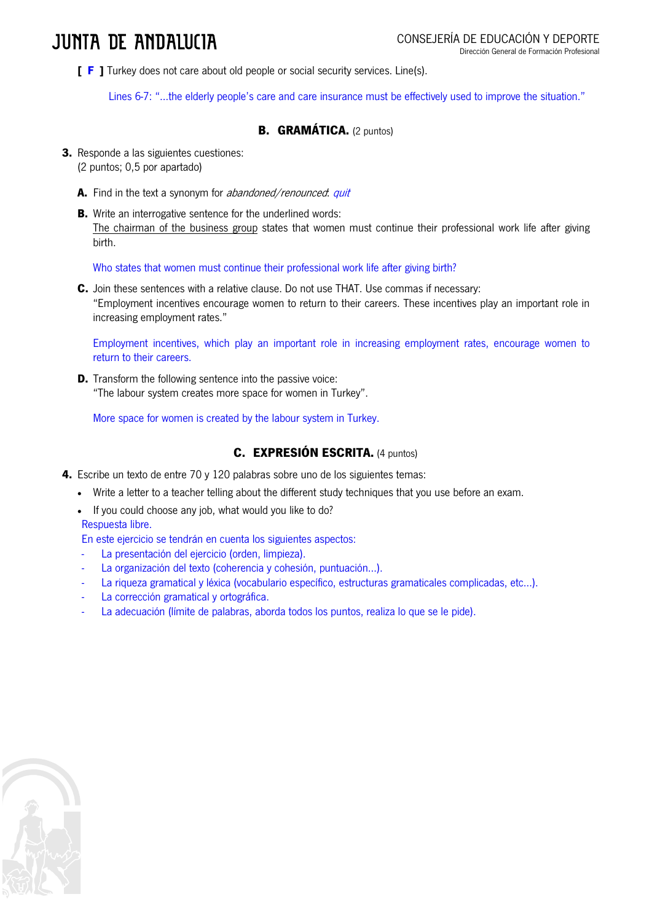**[ F ]** Turkey does not care about old people or social security services. Line(s).

Lines 6-7: "...the elderly people's care and care insurance must be effectively used to improve the situation."

## B. GRAMÁTICA. (2 puntos)

**3.** Responde a las siguientes cuestiones:
(2 puntos; 0,5 por apartado)

**A.** Find in the text a synonym for *abandoned/renounced*: *quit*

**B.** Write an interrogative sentence for the underlined words:
The chairman of the business group states that women must continue their professional work life after giving birth.

Who states that women must continue their professional work life after giving birth?

**C.** Join these sentences with a relative clause. Do not use THAT. Use commas if necessary:
"Employment incentives encourage women to return to their careers. These incentives play an important role in increasing employment rates."

Employment incentives, which play an important role in increasing employment rates, encourage women to return to their careers.

**D.** Transform the following sentence into the passive voice:
"The labour system creates more space for women in Turkey".

More space for women is created by the labour system in Turkey.

## C. EXPRESIÓN ESCRITA. (4 puntos)

**4.** Escribe un texto de entre 70 y 120 palabras sobre uno de los siguientes temas:

- Write a letter to a teacher telling about the different study techniques that you use before an exam.
- If you could choose any job, what would you like to do?

Respuesta libre.
En este ejercicio se tendrán en cuenta los siguientes aspectos:

- La presentación del ejercicio (orden, limpieza).
- La organización del texto (coherencia y cohesión, puntuación...).
- La riqueza gramatical y léxica (vocabulario específico, estructuras gramaticales complicadas, etc...).
- La corrección gramatical y ortográfica.
- La adecuación (límite de palabras, aborda todos los puntos, realiza lo que se le pide).